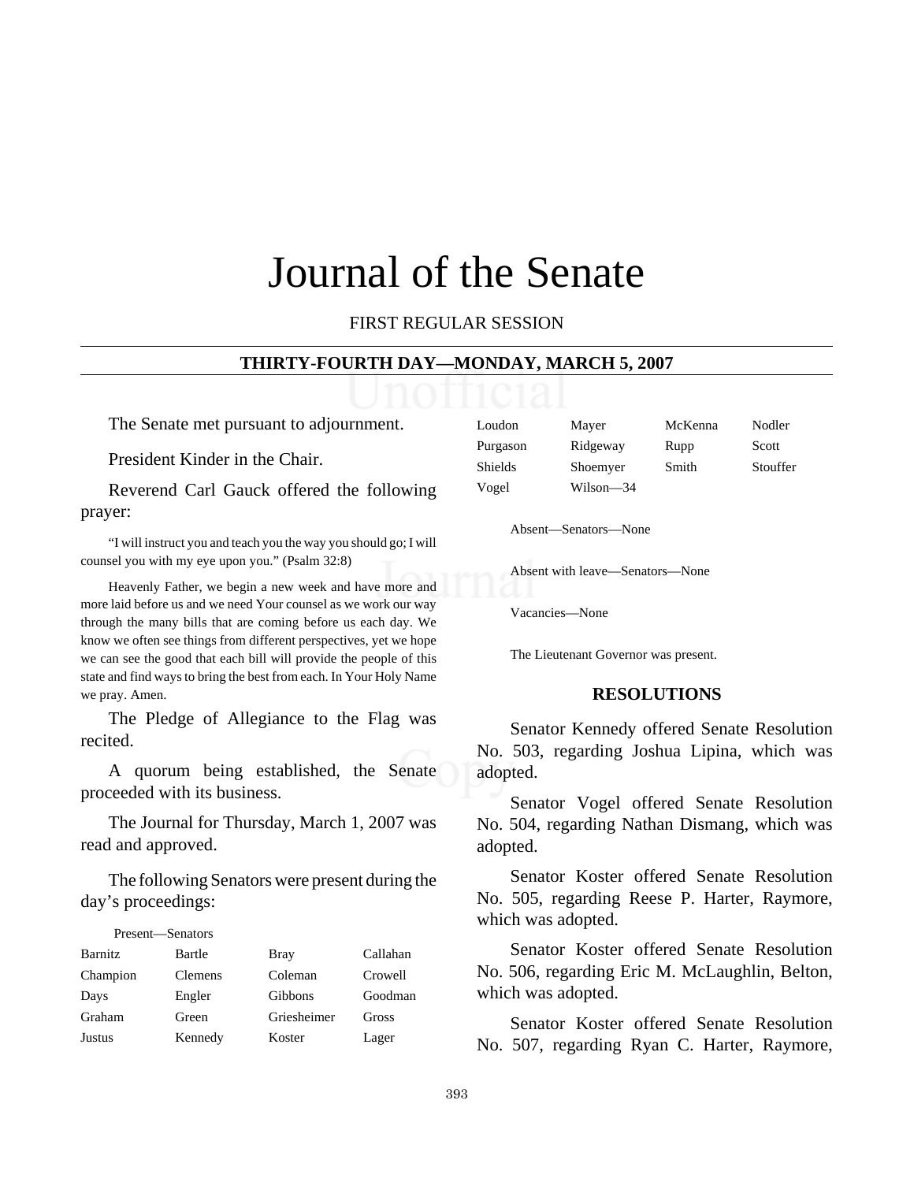# Journal of the Senate

FIRST REGULAR SESSION

## THIRTY-FOURTH DAY—MONDAY, MARCH 5, 2007

The Senate met pursuant to adjournment.

President Kinder in the Chair.

Reverend Carl Gauck offered the following prayer:

"I will instruct you and teach you the way you should go; I will counsel you with my eye upon you." (Psalm 32:8)

Heavenly Father, we begin a new week and have more and more laid before us and we need Your counsel as we work our way through the many bills that are coming before us each day. We know we often see things from different perspectives, yet we hope we can see the good that each bill will provide the people of this state and find ways to bring the best from each. In Your Holy Name we pray. Amen.

The Pledge of Allegiance to the Flag was recited.

A quorum being established, the Senate proceeded with its business.

The Journal for Thursday, March 1, 2007 was read and approved.

The following Senators were present during the day's proceedings:

Present—Senators

| | | | |
|---|---|---|---|
| Barnitz | Bartle | Bray | Callahan |
| Champion | Clemens | Coleman | Crowell |
| Days | Engler | Gibbons | Goodman |
| Graham | Green | Griesheimer | Gross |
| Justus | Kennedy | Koster | Lager |
| Loudon | Mayer | McKenna | Nodler |
| Purgason | Ridgeway | Rupp | Scott |
| Shields | Shoemyer | Smith | Stouffer |
| Vogel | Wilson—34 | | |

Absent—Senators—None

Absent with leave—Senators—None

Vacancies—None

The Lieutenant Governor was present.

### RESOLUTIONS

Senator Kennedy offered Senate Resolution No. 503, regarding Joshua Lipina, which was adopted.

Senator Vogel offered Senate Resolution No. 504, regarding Nathan Dismang, which was adopted.

Senator Koster offered Senate Resolution No. 505, regarding Reese P. Harter, Raymore, which was adopted.

Senator Koster offered Senate Resolution No. 506, regarding Eric M. McLaughlin, Belton, which was adopted.

Senator Koster offered Senate Resolution No. 507, regarding Ryan C. Harter, Raymore,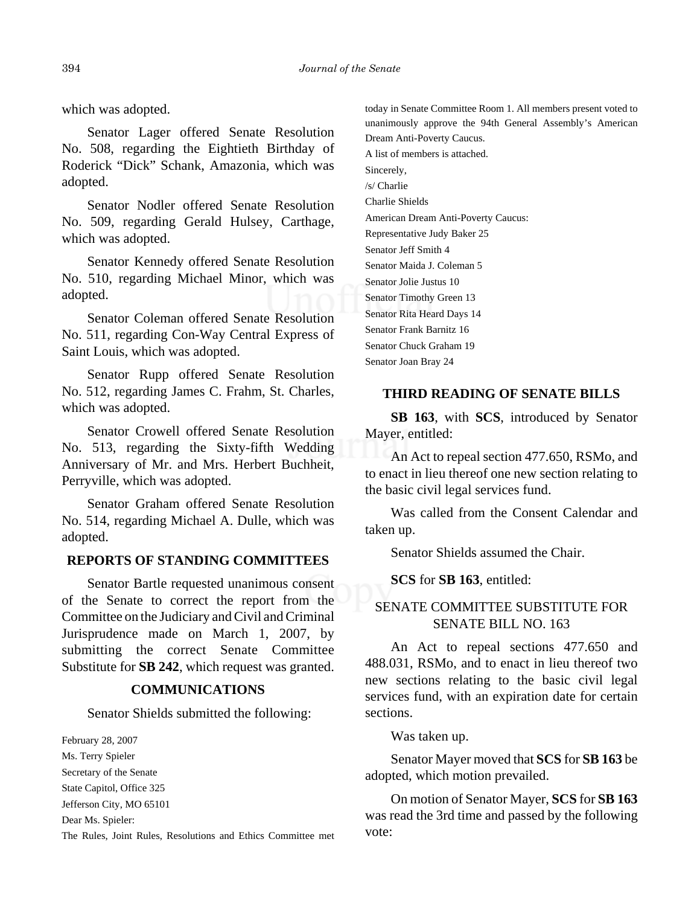which was adopted.

Senator Lager offered Senate Resolution No. 508, regarding the Eightieth Birthday of Roderick "Dick" Schank, Amazonia, which was adopted.

Senator Nodler offered Senate Resolution No. 509, regarding Gerald Hulsey, Carthage, which was adopted.

Senator Kennedy offered Senate Resolution No. 510, regarding Michael Minor, which was adopted.

Senator Coleman offered Senate Resolution No. 511, regarding Con-Way Central Express of Saint Louis, which was adopted.

Senator Rupp offered Senate Resolution No. 512, regarding James C. Frahm, St. Charles, which was adopted.

Senator Crowell offered Senate Resolution No. 513, regarding the Sixty-fifth Wedding Anniversary of Mr. and Mrs. Herbert Buchheit, Perryville, which was adopted.

Senator Graham offered Senate Resolution No. 514, regarding Michael A. Dulle, which was adopted.

## REPORTS OF STANDING COMMITTEES

Senator Bartle requested unanimous consent of the Senate to correct the report from the Committee on the Judiciary and Civil and Criminal Jurisprudence made on March 1, 2007, by submitting the correct Senate Committee Substitute for **SB 242**, which request was granted.

## COMMUNICATIONS

Senator Shields submitted the following:

February 28, 2007
Ms. Terry Spieler
Secretary of the Senate
State Capitol, Office 325
Jefferson City, MO 65101

Dear Ms. Spieler:

The Rules, Joint Rules, Resolutions and Ethics Committee met today in Senate Committee Room 1. All members present voted to unanimously approve the 94th General Assembly's American Dream Anti-Poverty Caucus.

A list of members is attached.

Sincerely,
/s/ Charlie
Charlie Shields

American Dream Anti-Poverty Caucus:
Representative Judy Baker 25
Senator Jeff Smith 4
Senator Maida J. Coleman 5
Senator Jolie Justus 10
Senator Timothy Green 13
Senator Rita Heard Days 14
Senator Frank Barnitz 16
Senator Chuck Graham 19
Senator Joan Bray 24

## THIRD READING OF SENATE BILLS

**SB 163**, with **SCS**, introduced by Senator Mayer, entitled:

An Act to repeal section 477.650, RSMo, and to enact in lieu thereof one new section relating to the basic civil legal services fund.

Was called from the Consent Calendar and taken up.

Senator Shields assumed the Chair.

**SCS** for **SB 163**, entitled:

SENATE COMMITTEE SUBSTITUTE FOR SENATE BILL NO. 163

An Act to repeal sections 477.650 and 488.031, RSMo, and to enact in lieu thereof two new sections relating to the basic civil legal services fund, with an expiration date for certain sections.

Was taken up.

Senator Mayer moved that **SCS** for **SB 163** be adopted, which motion prevailed.

On motion of Senator Mayer, **SCS** for **SB 163** was read the 3rd time and passed by the following vote: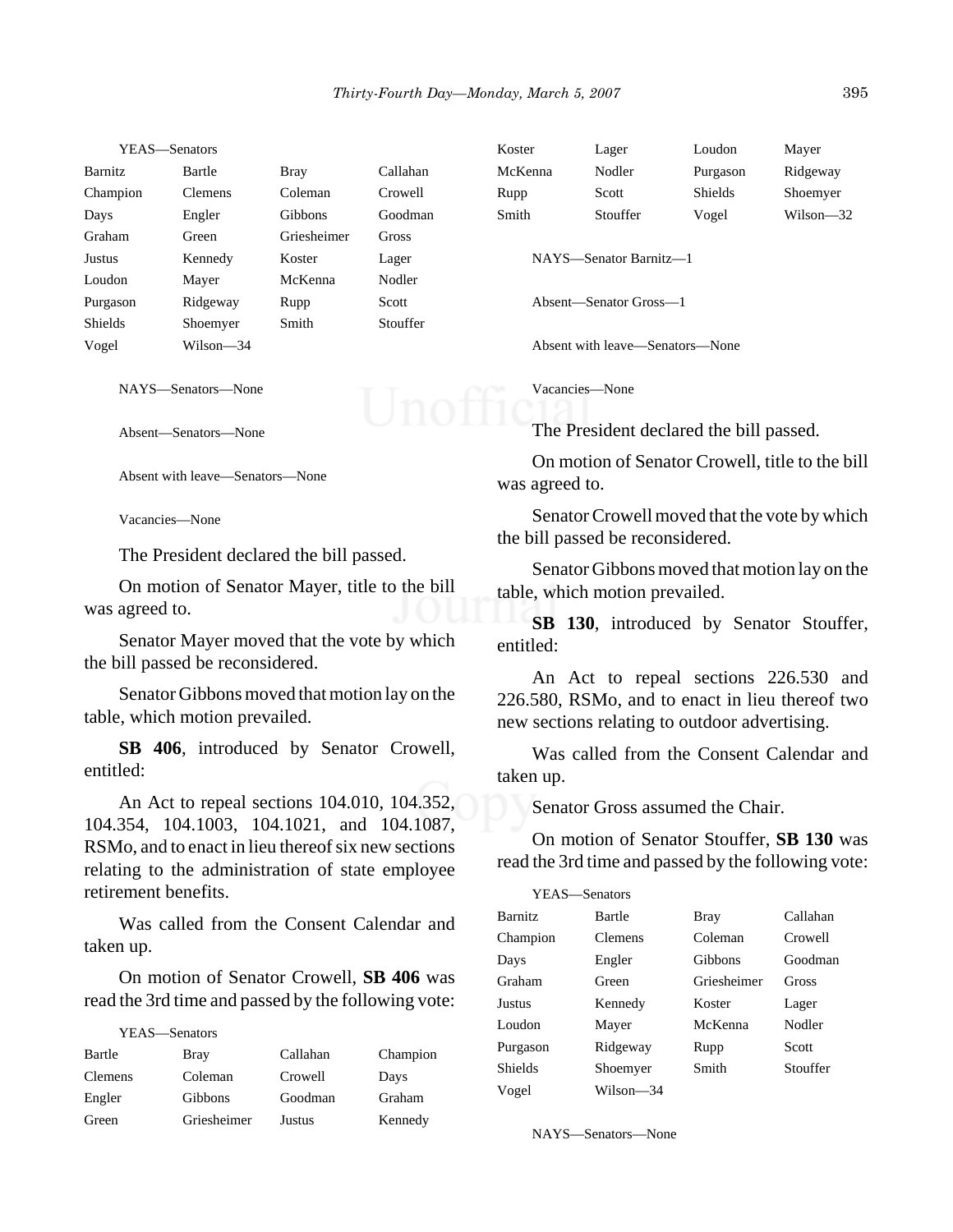YEAS—Senators

| | | | |
|---|---|---|---|
| Barnitz | Bartle | Bray | Callahan |
| Champion | Clemens | Coleman | Crowell |
| Days | Engler | Gibbons | Goodman |
| Graham | Green | Griesheimer | Gross |
| Justus | Kennedy | Koster | Lager |
| Loudon | Mayer | McKenna | Nodler |
| Purgason | Ridgeway | Rupp | Scott |
| Shields | Shoemyer | Smith | Stouffer |
| Vogel | Wilson—34 | | |

NAYS—Senators—None

Absent—Senators—None

Absent with leave—Senators—None

Vacancies—None

The President declared the bill passed.

On motion of Senator Mayer, title to the bill was agreed to.

Senator Mayer moved that the vote by which the bill passed be reconsidered.

Senator Gibbons moved that motion lay on the table, which motion prevailed.

**SB 406**, introduced by Senator Crowell, entitled:

An Act to repeal sections 104.010, 104.352, 104.354, 104.1003, 104.1021, and 104.1087, RSMo, and to enact in lieu thereof six new sections relating to the administration of state employee retirement benefits.

Was called from the Consent Calendar and taken up.

On motion of Senator Crowell, **SB 406** was read the 3rd time and passed by the following vote:

YEAS—Senators

| | | | |
|---|---|---|---|
| Bartle | Bray | Callahan | Champion |
| Clemens | Coleman | Crowell | Days |
| Engler | Gibbons | Goodman | Graham |
| Green | Griesheimer | Justus | Kennedy |
| Koster | Lager | Loudon | Mayer |
| McKenna | Nodler | Purgason | Ridgeway |
| Rupp | Scott | Shields | Shoemyer |
| Smith | Stouffer | Vogel | Wilson—32 |

NAYS—Senator Barnitz—1

Absent—Senator Gross—1

Absent with leave—Senators—None

Vacancies—None

The President declared the bill passed.

On motion of Senator Crowell, title to the bill was agreed to.

Senator Crowell moved that the vote by which the bill passed be reconsidered.

Senator Gibbons moved that motion lay on the table, which motion prevailed.

**SB 130**, introduced by Senator Stouffer, entitled:

An Act to repeal sections 226.530 and 226.580, RSMo, and to enact in lieu thereof two new sections relating to outdoor advertising.

Was called from the Consent Calendar and taken up.

Senator Gross assumed the Chair.

On motion of Senator Stouffer, **SB 130** was read the 3rd time and passed by the following vote:

YEAS—Senators

| | | | |
|---|---|---|---|
| Barnitz | Bartle | Bray | Callahan |
| Champion | Clemens | Coleman | Crowell |
| Days | Engler | Gibbons | Goodman |
| Graham | Green | Griesheimer | Gross |
| Justus | Kennedy | Koster | Lager |
| Loudon | Mayer | McKenna | Nodler |
| Purgason | Ridgeway | Rupp | Scott |
| Shields | Shoemyer | Smith | Stouffer |
| Vogel | Wilson—34 | | |

NAYS—Senators—None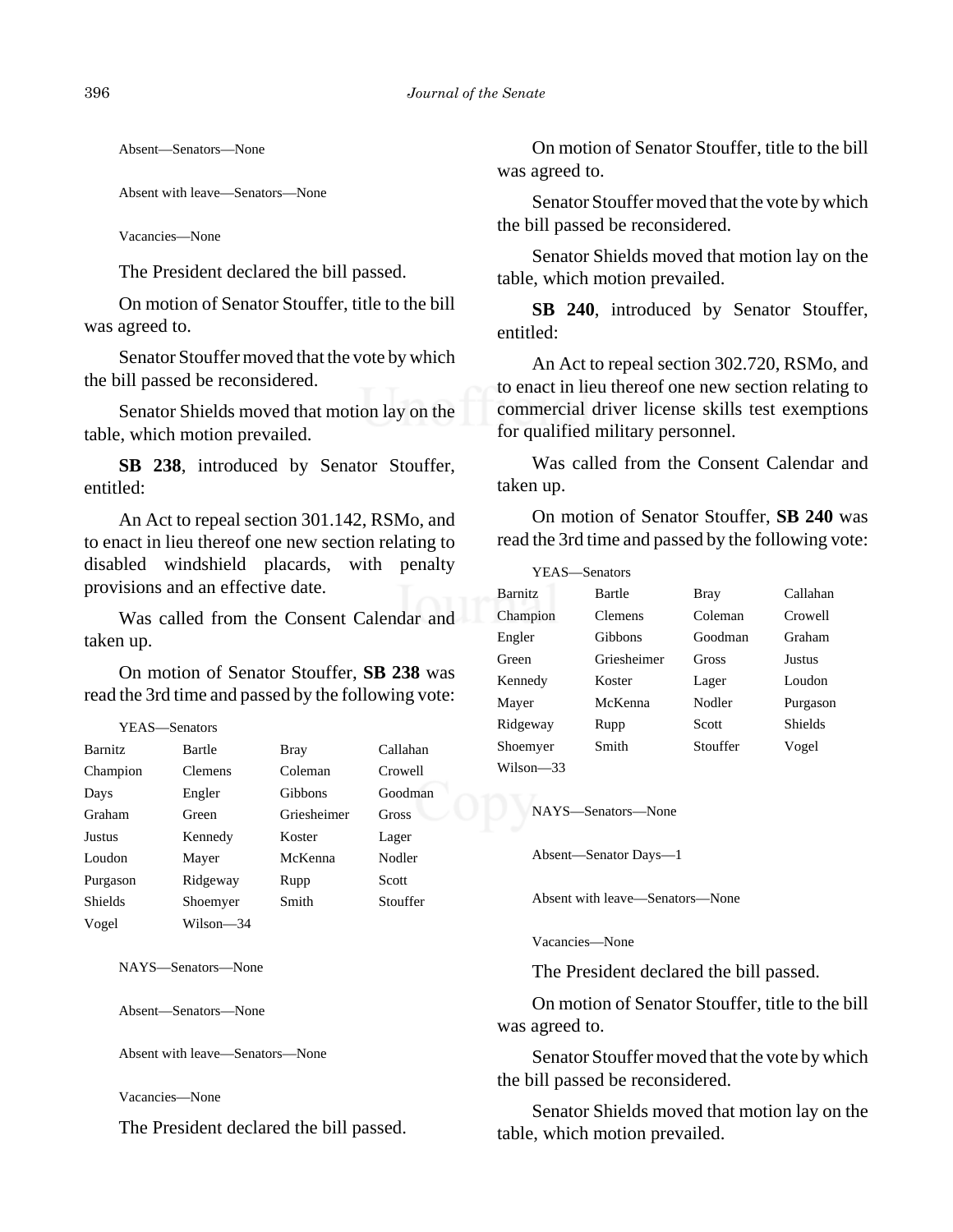Absent—Senators—None

Absent with leave—Senators—None

Vacancies—None

The President declared the bill passed.

On motion of Senator Stouffer, title to the bill was agreed to.

Senator Stouffer moved that the vote by which the bill passed be reconsidered.

Senator Shields moved that motion lay on the table, which motion prevailed.

**SB 238**, introduced by Senator Stouffer, entitled:

An Act to repeal section 301.142, RSMo, and to enact in lieu thereof one new section relating to disabled windshield placards, with penalty provisions and an effective date.

Was called from the Consent Calendar and taken up.

On motion of Senator Stouffer, **SB 238** was read the 3rd time and passed by the following vote:

YEAS—Senators

| | | | |
|---|---|---|---|
| Barnitz | Bartle | Bray | Callahan |
| Champion | Clemens | Coleman | Crowell |
| Days | Engler | Gibbons | Goodman |
| Graham | Green | Griesheimer | Gross |
| Justus | Kennedy | Koster | Lager |
| Loudon | Mayer | McKenna | Nodler |
| Purgason | Ridgeway | Rupp | Scott |
| Shields | Shoemyer | Smith | Stouffer |
| Vogel | Wilson—34 | | |

NAYS—Senators—None

Absent—Senators—None

Absent with leave—Senators—None

Vacancies—None

The President declared the bill passed.

On motion of Senator Stouffer, title to the bill was agreed to.

Senator Stouffer moved that the vote by which the bill passed be reconsidered.

Senator Shields moved that motion lay on the table, which motion prevailed.

**SB 240**, introduced by Senator Stouffer, entitled:

An Act to repeal section 302.720, RSMo, and to enact in lieu thereof one new section relating to commercial driver license skills test exemptions for qualified military personnel.

Was called from the Consent Calendar and taken up.

On motion of Senator Stouffer, **SB 240** was read the 3rd time and passed by the following vote:

YEAS—Senators

| | | | |
|---|---|---|---|
| Barnitz | Bartle | Bray | Callahan |
| Champion | Clemens | Coleman | Crowell |
| Engler | Gibbons | Goodman | Graham |
| Green | Griesheimer | Gross | Justus |
| Kennedy | Koster | Lager | Loudon |
| Mayer | McKenna | Nodler | Purgason |
| Ridgeway | Rupp | Scott | Shields |
| Shoemyer | Smith | Stouffer | Vogel |
| Wilson—33 | | | |

NAYS—Senators—None

Absent—Senator Days—1

Absent with leave—Senators—None

Vacancies—None

The President declared the bill passed.

On motion of Senator Stouffer, title to the bill was agreed to.

Senator Stouffer moved that the vote by which the bill passed be reconsidered.

Senator Shields moved that motion lay on the table, which motion prevailed.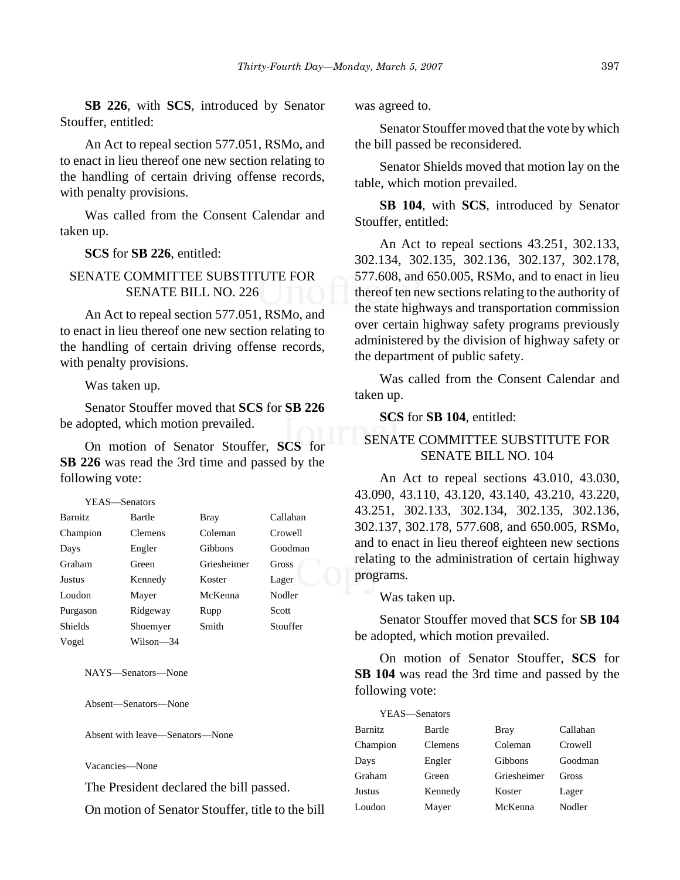**SB 226**, with **SCS**, introduced by Senator Stouffer, entitled:

An Act to repeal section 577.051, RSMo, and to enact in lieu thereof one new section relating to the handling of certain driving offense records, with penalty provisions.

Was called from the Consent Calendar and taken up.

**SCS** for **SB 226**, entitled:

SENATE COMMITTEE SUBSTITUTE FOR SENATE BILL NO. 226

An Act to repeal section 577.051, RSMo, and to enact in lieu thereof one new section relating to the handling of certain driving offense records, with penalty provisions.

Was taken up.

Senator Stouffer moved that **SCS** for **SB 226** be adopted, which motion prevailed.

On motion of Senator Stouffer, **SCS** for **SB 226** was read the 3rd time and passed by the following vote:

YEAS—Senators

| | | | |
|---|---|---|---|
| Barnitz | Bartle | Bray | Callahan |
| Champion | Clemens | Coleman | Crowell |
| Days | Engler | Gibbons | Goodman |
| Graham | Green | Griesheimer | Gross |
| Justus | Kennedy | Koster | Lager |
| Loudon | Mayer | McKenna | Nodler |
| Purgason | Ridgeway | Rupp | Scott |
| Shields | Shoemyer | Smith | Stouffer |
| Vogel | Wilson—34 | | |

NAYS—Senators—None

Absent—Senators—None

Absent with leave—Senators—None

Vacancies—None

The President declared the bill passed.

On motion of Senator Stouffer, title to the bill was agreed to.

Senator Stouffer moved that the vote by which the bill passed be reconsidered.

Senator Shields moved that motion lay on the table, which motion prevailed.

**SB 104**, with **SCS**, introduced by Senator Stouffer, entitled:

An Act to repeal sections 43.251, 302.133, 302.134, 302.135, 302.136, 302.137, 302.178, 577.608, and 650.005, RSMo, and to enact in lieu thereof ten new sections relating to the authority of the state highways and transportation commission over certain highway safety programs previously administered by the division of highway safety or the department of public safety.

Was called from the Consent Calendar and taken up.

**SCS** for **SB 104**, entitled:

SENATE COMMITTEE SUBSTITUTE FOR SENATE BILL NO. 104

An Act to repeal sections 43.010, 43.030, 43.090, 43.110, 43.120, 43.140, 43.210, 43.220, 43.251, 302.133, 302.134, 302.135, 302.136, 302.137, 302.178, 577.608, and 650.005, RSMo, and to enact in lieu thereof eighteen new sections relating to the administration of certain highway programs.

Was taken up.

Senator Stouffer moved that **SCS** for **SB 104** be adopted, which motion prevailed.

On motion of Senator Stouffer, **SCS** for **SB 104** was read the 3rd time and passed by the following vote:

YEAS—Senators

| | | | |
|---|---|---|---|
| Barnitz | Bartle | Bray | Callahan |
| Champion | Clemens | Coleman | Crowell |
| Days | Engler | Gibbons | Goodman |
| Graham | Green | Griesheimer | Gross |
| Justus | Kennedy | Koster | Lager |
| Loudon | Mayer | McKenna | Nodler |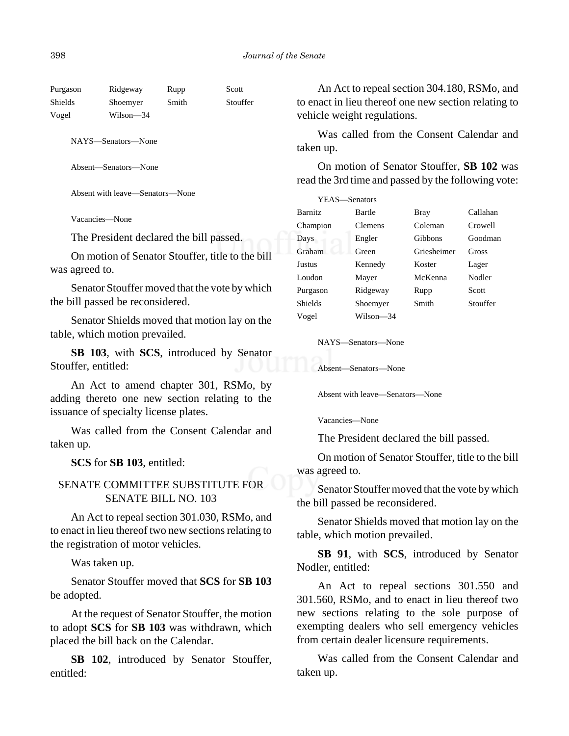| | | | |
|---|---|---|---|
| Purgason | Ridgeway | Rupp | Scott |
| Shields | Shoemyer | Smith | Stouffer |
| Vogel | Wilson—34 | | |

NAYS—Senators—None

Absent—Senators—None

Absent with leave—Senators—None

Vacancies—None

The President declared the bill passed.

On motion of Senator Stouffer, title to the bill was agreed to.

Senator Stouffer moved that the vote by which the bill passed be reconsidered.

Senator Shields moved that motion lay on the table, which motion prevailed.

**SB 103**, with **SCS**, introduced by Senator Stouffer, entitled:

An Act to amend chapter 301, RSMo, by adding thereto one new section relating to the issuance of specialty license plates.

Was called from the Consent Calendar and taken up.

**SCS** for **SB 103**, entitled:

SENATE COMMITTEE SUBSTITUTE FOR SENATE BILL NO. 103

An Act to repeal section 301.030, RSMo, and to enact in lieu thereof two new sections relating to the registration of motor vehicles.

Was taken up.

Senator Stouffer moved that **SCS** for **SB 103** be adopted.

At the request of Senator Stouffer, the motion to adopt **SCS** for **SB 103** was withdrawn, which placed the bill back on the Calendar.

**SB 102**, introduced by Senator Stouffer, entitled:

An Act to repeal section 304.180, RSMo, and to enact in lieu thereof one new section relating to vehicle weight regulations.

Was called from the Consent Calendar and taken up.

On motion of Senator Stouffer, **SB 102** was read the 3rd time and passed by the following vote:

YEAS—Senators

| | | | |
|---|---|---|---|
| Barnitz | Bartle | Bray | Callahan |
| Champion | Clemens | Coleman | Crowell |
| Days | Engler | Gibbons | Goodman |
| Graham | Green | Griesheimer | Gross |
| Justus | Kennedy | Koster | Lager |
| Loudon | Mayer | McKenna | Nodler |
| Purgason | Ridgeway | Rupp | Scott |
| Shields | Shoemyer | Smith | Stouffer |
| Vogel | Wilson—34 | | |

NAYS—Senators—None

Absent—Senators—None

Absent with leave—Senators—None

Vacancies—None

The President declared the bill passed.

On motion of Senator Stouffer, title to the bill was agreed to.

Senator Stouffer moved that the vote by which the bill passed be reconsidered.

Senator Shields moved that motion lay on the table, which motion prevailed.

**SB 91**, with **SCS**, introduced by Senator Nodler, entitled:

An Act to repeal sections 301.550 and 301.560, RSMo, and to enact in lieu thereof two new sections relating to the sole purpose of exempting dealers who sell emergency vehicles from certain dealer licensure requirements.

Was called from the Consent Calendar and taken up.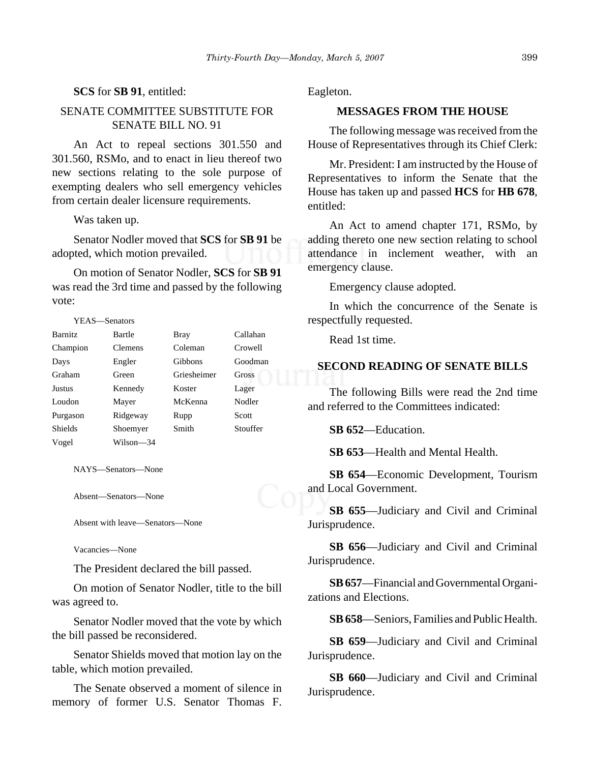**SCS** for **SB 91**, entitled:

SENATE COMMITTEE SUBSTITUTE FOR SENATE BILL NO. 91

An Act to repeal sections 301.550 and 301.560, RSMo, and to enact in lieu thereof two new sections relating to the sole purpose of exempting dealers who sell emergency vehicles from certain dealer licensure requirements.

Was taken up.

Senator Nodler moved that **SCS** for **SB 91** be adopted, which motion prevailed.

On motion of Senator Nodler, **SCS** for **SB 91** was read the 3rd time and passed by the following vote:

YEAS—Senators

| | | | |
|---|---|---|---|
| Barnitz | Bartle | Bray | Callahan |
| Champion | Clemens | Coleman | Crowell |
| Days | Engler | Gibbons | Goodman |
| Graham | Green | Griesheimer | Gross |
| Justus | Kennedy | Koster | Lager |
| Loudon | Mayer | McKenna | Nodler |
| Purgason | Ridgeway | Rupp | Scott |
| Shields | Shoemyer | Smith | Stouffer |
| Vogel | Wilson—34 | | |

NAYS—Senators—None

Absent—Senators—None

Absent with leave—Senators—None

Vacancies—None

The President declared the bill passed.

On motion of Senator Nodler, title to the bill was agreed to.

Senator Nodler moved that the vote by which the bill passed be reconsidered.

Senator Shields moved that motion lay on the table, which motion prevailed.

The Senate observed a moment of silence in memory of former U.S. Senator Thomas F. Eagleton.

## MESSAGES FROM THE HOUSE

The following message was received from the House of Representatives through its Chief Clerk:

Mr. President: I am instructed by the House of Representatives to inform the Senate that the House has taken up and passed **HCS** for **HB 678**, entitled:

An Act to amend chapter 171, RSMo, by adding thereto one new section relating to school attendance in inclement weather, with an emergency clause.

Emergency clause adopted.

In which the concurrence of the Senate is respectfully requested.

Read 1st time.

## SECOND READING OF SENATE BILLS

The following Bills were read the 2nd time and referred to the Committees indicated:

**SB 652**—Education.

**SB 653**—Health and Mental Health.

**SB 654**—Economic Development, Tourism and Local Government.

**SB 655**—Judiciary and Civil and Criminal Jurisprudence.

**SB 656**—Judiciary and Civil and Criminal Jurisprudence.

**SB 657**—Financial and Governmental Organizations and Elections.

**SB 658**—Seniors, Families and Public Health.

**SB 659**—Judiciary and Civil and Criminal Jurisprudence.

**SB 660**—Judiciary and Civil and Criminal Jurisprudence.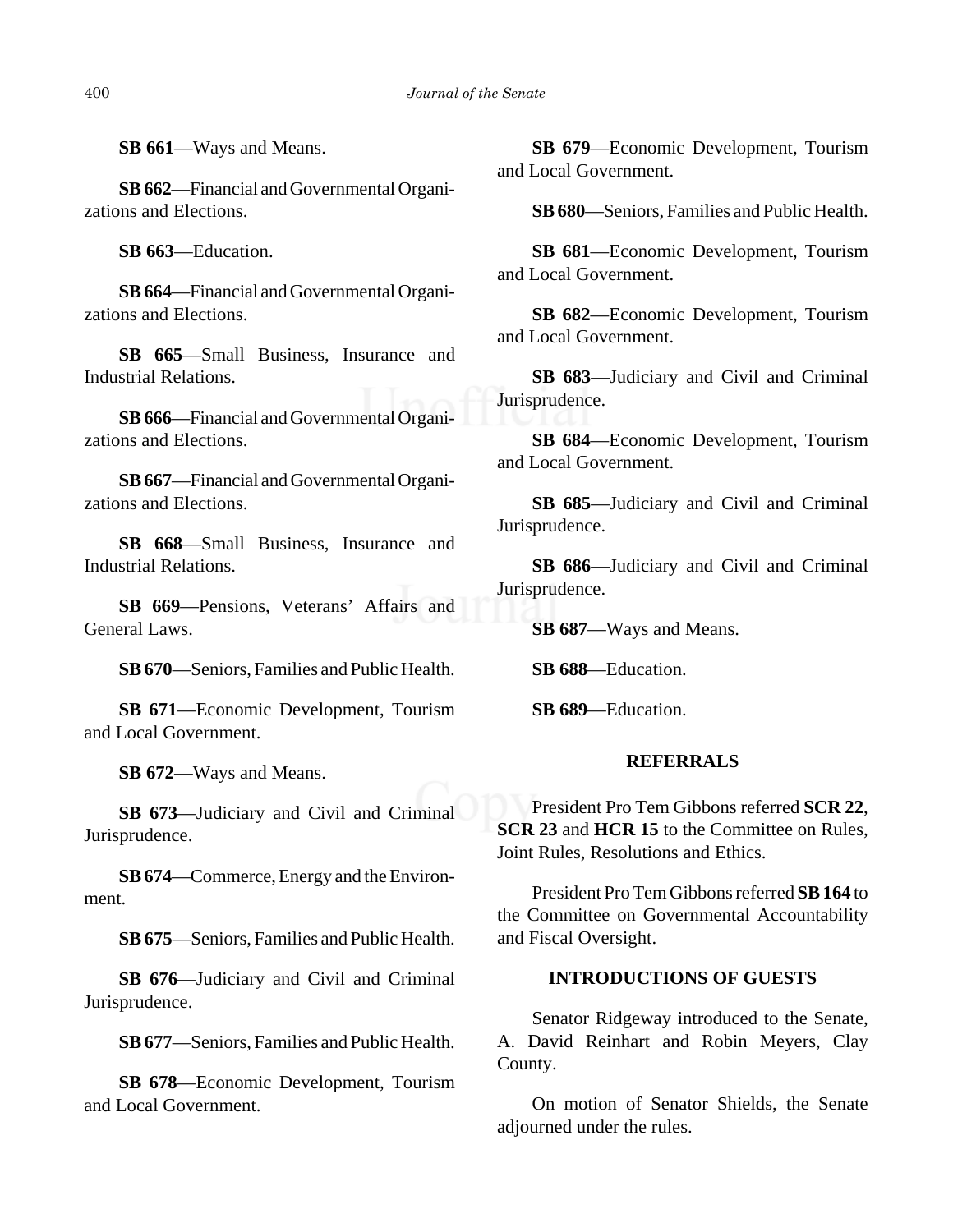**SB 661**—Ways and Means.

**SB 662**—Financial and Governmental Organizations and Elections.

**SB 663**—Education.

**SB 664**—Financial and Governmental Organizations and Elections.

**SB 665**—Small Business, Insurance and Industrial Relations.

**SB 666**—Financial and Governmental Organizations and Elections.

**SB 667**—Financial and Governmental Organizations and Elections.

**SB 668**—Small Business, Insurance and Industrial Relations.

**SB 669**—Pensions, Veterans' Affairs and General Laws.

**SB 670**—Seniors, Families and Public Health.

**SB 671**—Economic Development, Tourism and Local Government.

**SB 672**—Ways and Means.

**SB 673**—Judiciary and Civil and Criminal Jurisprudence.

**SB 674**—Commerce, Energy and the Environment.

**SB 675**—Seniors, Families and Public Health.

**SB 676**—Judiciary and Civil and Criminal Jurisprudence.

**SB 677**—Seniors, Families and Public Health.

**SB 678**—Economic Development, Tourism and Local Government.

**SB 679**—Economic Development, Tourism and Local Government.

**SB 680**—Seniors, Families and Public Health.

**SB 681**—Economic Development, Tourism and Local Government.

**SB 682**—Economic Development, Tourism and Local Government.

**SB 683**—Judiciary and Civil and Criminal Jurisprudence.

**SB 684**—Economic Development, Tourism and Local Government.

**SB 685**—Judiciary and Civil and Criminal Jurisprudence.

**SB 686**—Judiciary and Civil and Criminal Jurisprudence.

**SB 687**—Ways and Means.

**SB 688**—Education.

**SB 689**—Education.

## REFERRALS

President Pro Tem Gibbons referred **SCR 22**, **SCR 23** and **HCR 15** to the Committee on Rules, Joint Rules, Resolutions and Ethics.

President Pro Tem Gibbons referred **SB 164** to the Committee on Governmental Accountability and Fiscal Oversight.

## INTRODUCTIONS OF GUESTS

Senator Ridgeway introduced to the Senate, A. David Reinhart and Robin Meyers, Clay County.

On motion of Senator Shields, the Senate adjourned under the rules.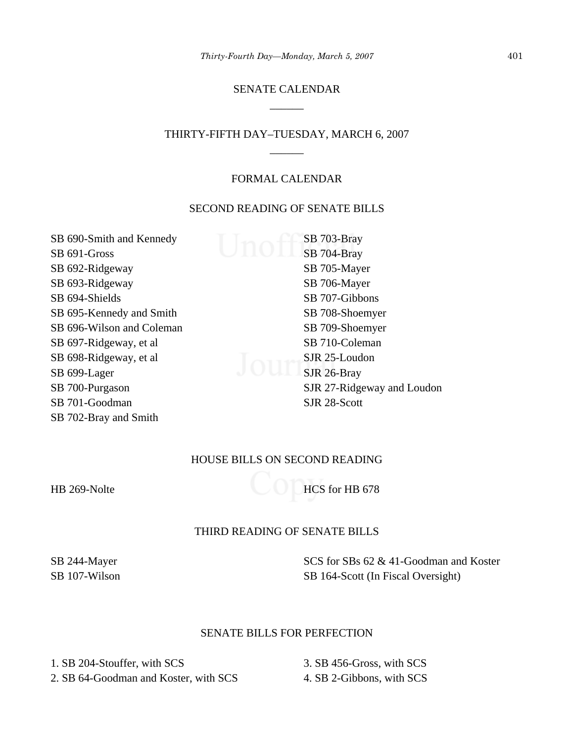# SENATE CALENDAR

______

## THIRTY-FIFTH DAY–TUESDAY, MARCH 6, 2007

______

### FORMAL CALENDAR

#### SECOND READING OF SENATE BILLS

SB 690-Smith and Kennedy
SB 691-Gross
SB 692-Ridgeway
SB 693-Ridgeway
SB 694-Shields
SB 695-Kennedy and Smith
SB 696-Wilson and Coleman
SB 697-Ridgeway, et al
SB 698-Ridgeway, et al
SB 699-Lager
SB 700-Purgason
SB 701-Goodman
SB 702-Bray and Smith
SB 703-Bray
SB 704-Bray
SB 705-Mayer
SB 706-Mayer
SB 707-Gibbons
SB 708-Shoemyer
SB 709-Shoemyer
SB 710-Coleman
SJR 25-Loudon
SJR 26-Bray
SJR 27-Ridgeway and Loudon
SJR 28-Scott

#### HOUSE BILLS ON SECOND READING

HB 269-Nolte
HCS for HB 678

#### THIRD READING OF SENATE BILLS

SB 244-Mayer
SB 107-Wilson
SCS for SBs 62 & 41-Goodman and Koster
SB 164-Scott (In Fiscal Oversight)

#### SENATE BILLS FOR PERFECTION

1. SB 204-Stouffer, with SCS
2. SB 64-Goodman and Koster, with SCS
3. SB 456-Gross, with SCS
4. SB 2-Gibbons, with SCS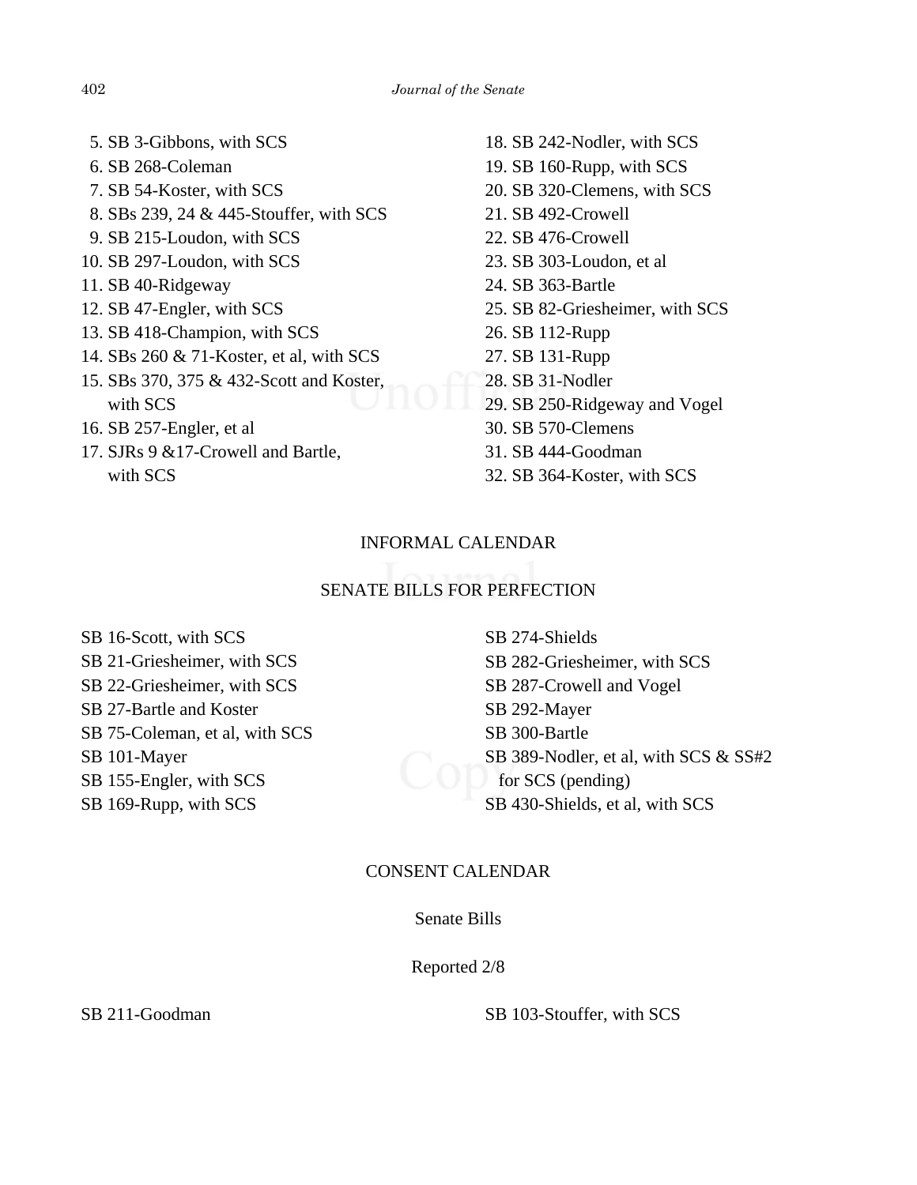5. SB 3-Gibbons, with SCS
6. SB 268-Coleman
7. SB 54-Koster, with SCS
8. SBs 239, 24 & 445-Stouffer, with SCS
9. SB 215-Loudon, with SCS
10. SB 297-Loudon, with SCS
11. SB 40-Ridgeway
12. SB 47-Engler, with SCS
13. SB 418-Champion, with SCS
14. SBs 260 & 71-Koster, et al, with SCS
15. SBs 370, 375 & 432-Scott and Koster, with SCS
16. SB 257-Engler, et al
17. SJRs 9 &17-Crowell and Bartle, with SCS
18. SB 242-Nodler, with SCS
19. SB 160-Rupp, with SCS
20. SB 320-Clemens, with SCS
21. SB 492-Crowell
22. SB 476-Crowell
23. SB 303-Loudon, et al
24. SB 363-Bartle
25. SB 82-Griesheimer, with SCS
26. SB 112-Rupp
27. SB 131-Rupp
28. SB 31-Nodler
29. SB 250-Ridgeway and Vogel
30. SB 570-Clemens
31. SB 444-Goodman
32. SB 364-Koster, with SCS

## INFORMAL CALENDAR

### SENATE BILLS FOR PERFECTION

SB 16-Scott, with SCS
SB 21-Griesheimer, with SCS
SB 22-Griesheimer, with SCS
SB 27-Bartle and Koster
SB 75-Coleman, et al, with SCS
SB 101-Mayer
SB 155-Engler, with SCS
SB 169-Rupp, with SCS
SB 274-Shields
SB 282-Griesheimer, with SCS
SB 287-Crowell and Vogel
SB 292-Mayer
SB 300-Bartle
SB 389-Nodler, et al, with SCS & SS#2 for SCS (pending)
SB 430-Shields, et al, with SCS

## CONSENT CALENDAR

### Senate Bills

Reported 2/8

SB 211-Goodman
SB 103-Stouffer, with SCS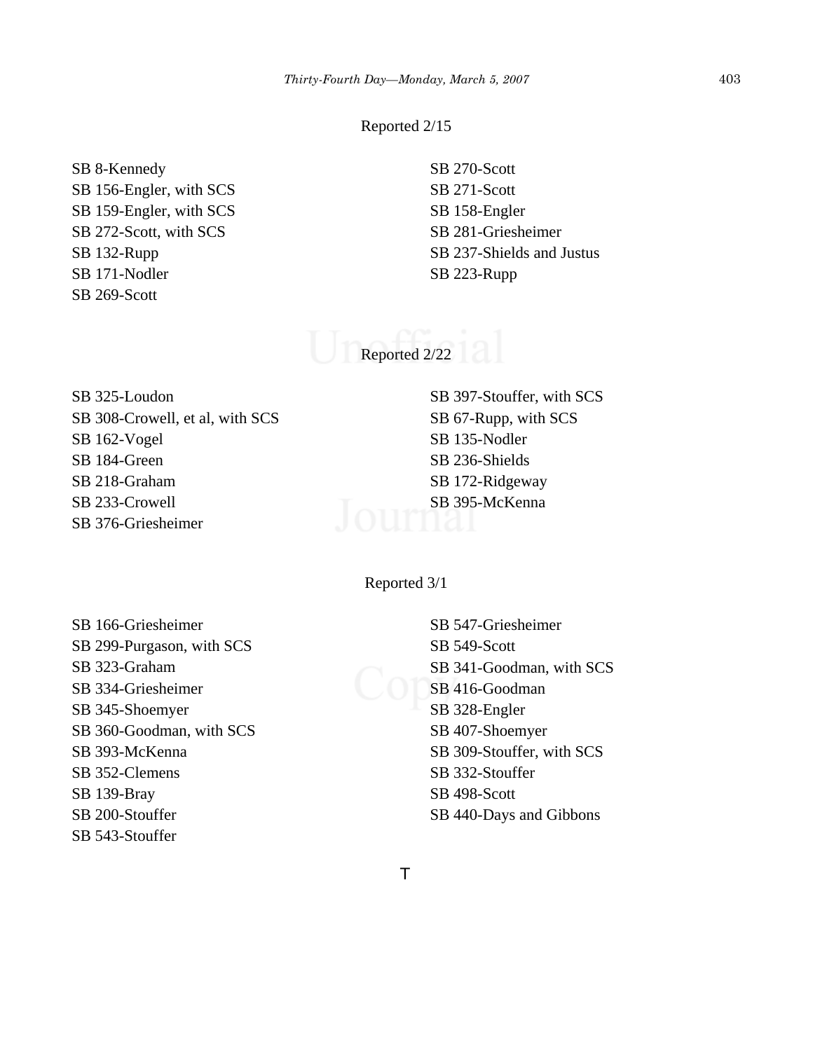Reported 2/15

SB 8-Kennedy
SB 156-Engler, with SCS
SB 159-Engler, with SCS
SB 272-Scott, with SCS
SB 132-Rupp
SB 171-Nodler
SB 269-Scott
SB 270-Scott
SB 271-Scott
SB 158-Engler
SB 281-Griesheimer
SB 237-Shields and Justus
SB 223-Rupp

Reported 2/22

SB 325-Loudon
SB 308-Crowell, et al, with SCS
SB 162-Vogel
SB 184-Green
SB 218-Graham
SB 233-Crowell
SB 376-Griesheimer
SB 397-Stouffer, with SCS
SB 67-Rupp, with SCS
SB 135-Nodler
SB 236-Shields
SB 172-Ridgeway
SB 395-McKenna

Reported 3/1

SB 166-Griesheimer
SB 299-Purgason, with SCS
SB 323-Graham
SB 334-Griesheimer
SB 345-Shoemyer
SB 360-Goodman, with SCS
SB 393-McKenna
SB 352-Clemens
SB 139-Bray
SB 200-Stouffer
SB 543-Stouffer
SB 547-Griesheimer
SB 549-Scott
SB 341-Goodman, with SCS
SB 416-Goodman
SB 328-Engler
SB 407-Shoemyer
SB 309-Stouffer, with SCS
SB 332-Stouffer
SB 498-Scott
SB 440-Days and Gibbons

T